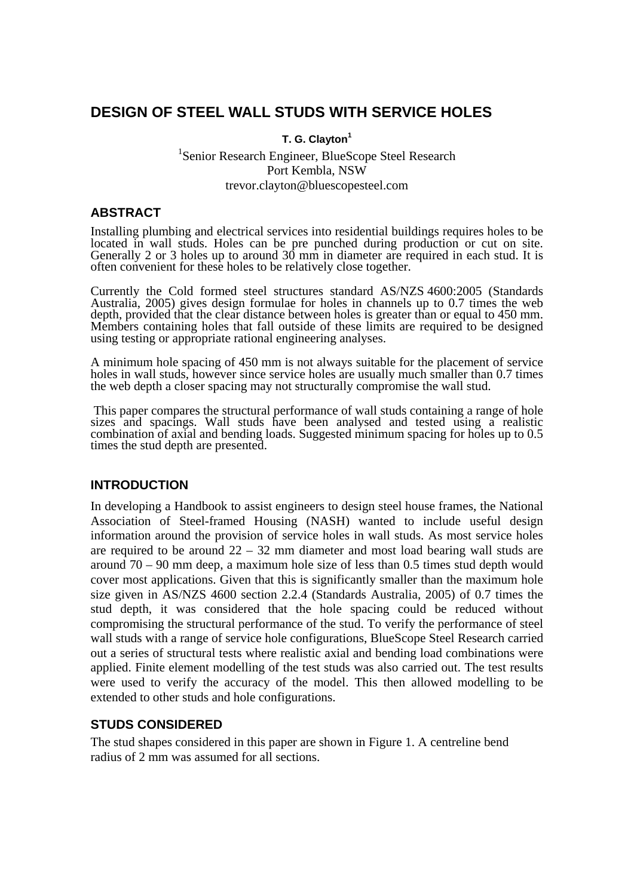# DESIGN OF STEEL WALL STUDS WITH SERVICE HOLES

**T. G. Clayton**[1]

[1]Senior Research Engineer, BlueScope Steel Research
Port Kembla, NSW
trevor.clayton@bluescopesteel.com

## ABSTRACT

Installing plumbing and electrical services into residential buildings requires holes to be located in wall studs. Holes can be pre punched during production or cut on site. Generally 2 or 3 holes up to around 30 mm in diameter are required in each stud. It is often convenient for these holes to be relatively close together.

Currently the Cold formed steel structures standard AS/NZS 4600:2005 (Standards Australia, 2005) gives design formulae for holes in channels up to 0.7 times the web depth, provided that the clear distance between holes is greater than or equal to 450 mm. Members containing holes that fall outside of these limits are required to be designed using testing or appropriate rational engineering analyses.

A minimum hole spacing of 450 mm is not always suitable for the placement of service holes in wall studs, however since service holes are usually much smaller than 0.7 times the web depth a closer spacing may not structurally compromise the wall stud.

This paper compares the structural performance of wall studs containing a range of hole sizes and spacings. Wall studs have been analysed and tested using a realistic combination of axial and bending loads. Suggested minimum spacing for holes up to 0.5 times the stud depth are presented.

## INTRODUCTION

In developing a Handbook to assist engineers to design steel house frames, the National Association of Steel-framed Housing (NASH) wanted to include useful design information around the provision of service holes in wall studs. As most service holes are required to be around 22 – 32 mm diameter and most load bearing wall studs are around 70 – 90 mm deep, a maximum hole size of less than 0.5 times stud depth would cover most applications. Given that this is significantly smaller than the maximum hole size given in AS/NZS 4600 section 2.2.4 (Standards Australia, 2005) of 0.7 times the stud depth, it was considered that the hole spacing could be reduced without compromising the structural performance of the stud. To verify the performance of steel wall studs with a range of service hole configurations, BlueScope Steel Research carried out a series of structural tests where realistic axial and bending load combinations were applied. Finite element modelling of the test studs was also carried out. The test results were used to verify the accuracy of the model. This then allowed modelling to be extended to other studs and hole configurations.

## STUDS CONSIDERED

The stud shapes considered in this paper are shown in Figure 1. A centreline bend radius of 2 mm was assumed for all sections.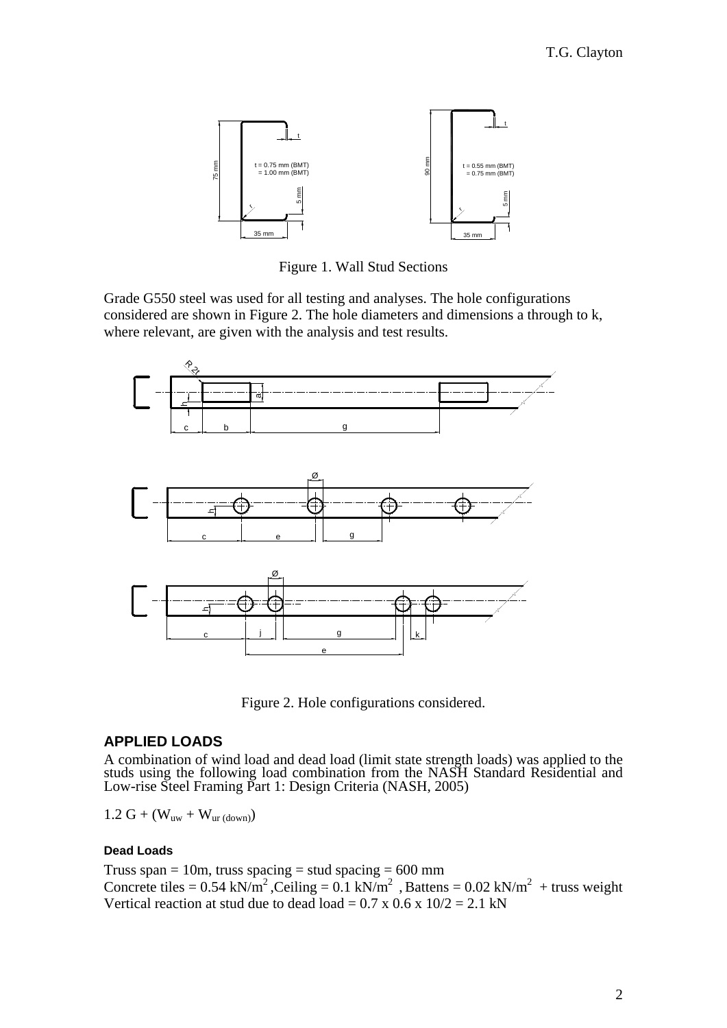Figure 1. Wall Stud Sections

Grade G550 steel was used for all testing and analyses. The hole configurations considered are shown in Figure 2. The hole diameters and dimensions a through to k, where relevant, are given with the analysis and test results.

Figure 2. Hole configurations considered.

## APPLIED LOADS

A combination of wind load and dead load (limit state strength loads) was applied to the studs using the following load combination from the NASH Standard Residential and Low-rise Steel Framing Part 1: Design Criteria (NASH, 2005)

$1.2\ G + (W_{uw} + W_{ur\ (down)})$

### Dead Loads

Truss span = 10m, truss spacing = stud spacing = 600 mm  
Concrete tiles = 0.54 kN/m$^2$ ,Ceiling = 0.1 kN/m$^2$ , Battens = 0.02 kN/m$^2$ + truss weight  
Vertical reaction at stud due to dead load = 0.7 x 0.6 x 10/2 = 2.1 kN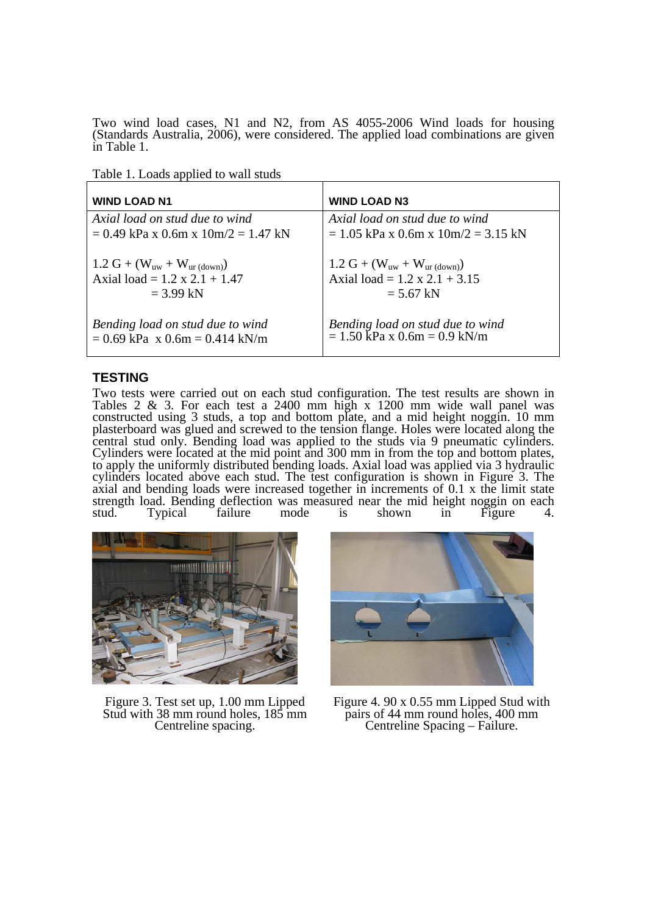Two wind load cases, N1 and N2, from AS 4055-2006 Wind loads for housing (Standards Australia, 2006), were considered. The applied load combinations are given in Table 1.

Table 1. Loads applied to wall studs

| **WIND LOAD N1** | **WIND LOAD N3** |
|---|---|
| *Axial load on stud due to wind* <br> = 0.49 kPa x 0.6m x 10m/2 = 1.47 kN | *Axial load on stud due to wind* <br> = 1.05 kPa x 0.6m x 10m/2 = 3.15 kN |
| $1.2\ G + (W_{uw} + W_{ur\ (down)})$ <br> Axial load = 1.2 x 2.1 + 1.47 <br> = 3.99 kN | $1.2\ G + (W_{uw} + W_{ur\ (down)})$ <br> Axial load = 1.2 x 2.1 + 3.15 <br> = 5.67 kN |
| *Bending load on stud due to wind* <br> = 0.69 kPa x 0.6m = 0.414 kN/m | *Bending load on stud due to wind* <br> = 1.50 kPa x 0.6m = 0.9 kN/m |

## TESTING

Two tests were carried out on each stud configuration. The test results are shown in Tables 2 & 3. For each test a 2400 mm high x 1200 mm wide wall panel was constructed using 3 studs, a top and bottom plate, and a mid height noggin. 10 mm plasterboard was glued and screwed to the tension flange. Holes were located along the central stud only. Bending load was applied to the studs via 9 pneumatic cylinders. Cylinders were located at the mid point and 300 mm in from the top and bottom plates, to apply the uniformly distributed bending loads. Axial load was applied via 3 hydraulic cylinders located above each stud. The test configuration is shown in Figure 3. The axial and bending loads were increased together in increments of 0.1 x the limit state strength load. Bending deflection was measured near the mid height noggin on each stud. Typical failure mode is shown in Figure 4.

Figure 3. Test set up, 1.00 mm Lipped Stud with 38 mm round holes, 185 mm Centreline spacing.

Figure 4. 90 x 0.55 mm Lipped Stud with pairs of 44 mm round holes, 400 mm Centreline Spacing – Failure.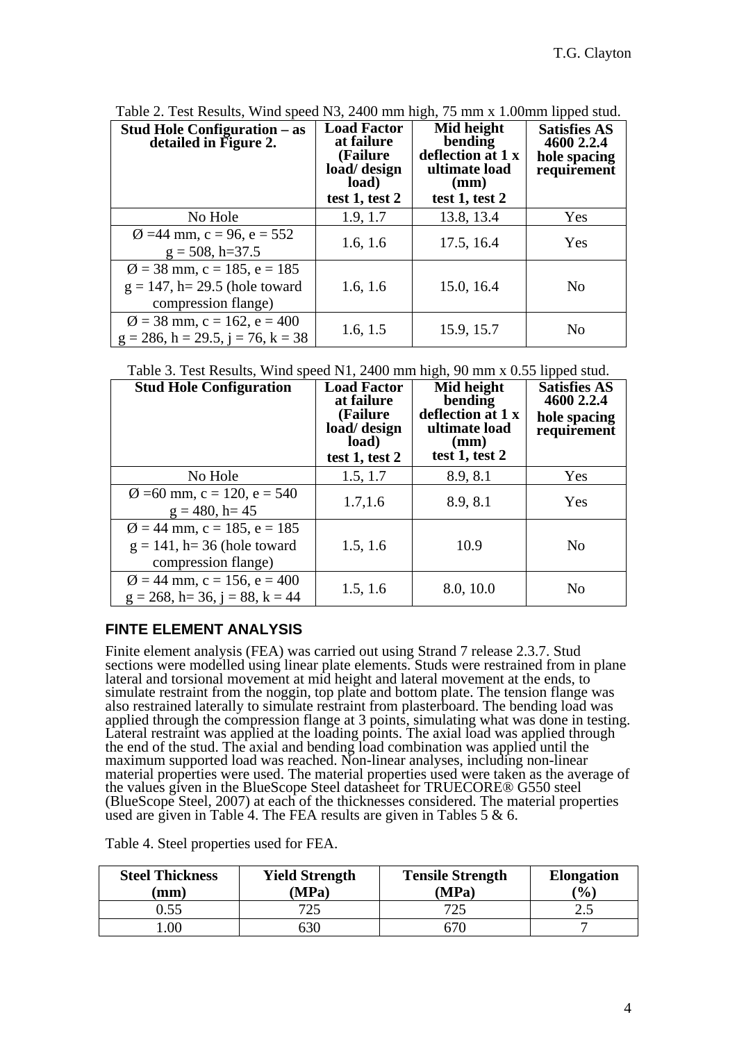Table 2. Test Results, Wind speed N3, 2400 mm high, 75 mm x 1.00mm lipped stud.

| Stud Hole Configuration – as detailed in Figure 2. | Load Factor at failure (Failure load/ design load) test 1, test 2 | Mid height bending deflection at 1 x ultimate load (mm) test 1, test 2 | Satisfies AS 4600 2.2.4 hole spacing requirement |
|---|---|---|---|
| No Hole | 1.9, 1.7 | 13.8, 13.4 | Yes |
| Ø =44 mm, c = 96, e = 552 g = 508, h=37.5 | 1.6, 1.6 | 17.5, 16.4 | Yes |
| Ø = 38 mm, c = 185, e = 185 g = 147, h= 29.5 (hole toward compression flange) | 1.6, 1.6 | 15.0, 16.4 | No |
| Ø = 38 mm, c = 162, e = 400 g = 286, h = 29.5, j = 76, k = 38 | 1.6, 1.5 | 15.9, 15.7 | No |

Table 3. Test Results, Wind speed N1, 2400 mm high, 90 mm x 0.55 lipped stud.

| Stud Hole Configuration | Load Factor at failure (Failure load/ design load) test 1, test 2 | Mid height bending deflection at 1 x ultimate load (mm) test 1, test 2 | Satisfies AS 4600 2.2.4 hole spacing requirement |
|---|---|---|---|
| No Hole | 1.5, 1.7 | 8.9, 8.1 | Yes |
| Ø =60 mm, c = 120, e = 540 g = 480, h= 45 | 1.7,1.6 | 8.9, 8.1 | Yes |
| Ø = 44 mm, c = 185, e = 185 g = 141, h= 36 (hole toward compression flange) | 1.5, 1.6 | 10.9 | No |
| Ø = 44 mm, c = 156, e = 400 g = 268, h= 36, j = 88, k = 44 | 1.5, 1.6 | 8.0, 10.0 | No |

## FINTE ELEMENT ANALYSIS

Finite element analysis (FEA) was carried out using Strand 7 release 2.3.7. Stud sections were modelled using linear plate elements. Studs were restrained from in plane lateral and torsional movement at mid height and lateral movement at the ends, to simulate restraint from the noggin, top plate and bottom plate. The tension flange was also restrained laterally to simulate restraint from plasterboard. The bending load was applied through the compression flange at 3 points, simulating what was done in testing. Lateral restraint was applied at the loading points. The axial load was applied through the end of the stud. The axial and bending load combination was applied until the maximum supported load was reached. Non-linear analyses, including non-linear material properties were used. The material properties used were taken as the average of the values given in the BlueScope Steel datasheet for TRUECORE® G550 steel (BlueScope Steel, 2007) at each of the thicknesses considered. The material properties used are given in Table 4. The FEA results are given in Tables 5 & 6.

Table 4. Steel properties used for FEA.

| Steel Thickness (mm) | Yield Strength (MPa) | Tensile Strength (MPa) | Elongation (%) |
|---|---|---|---|
| 0.55 | 725 | 725 | 2.5 |
| 1.00 | 630 | 670 | 7 |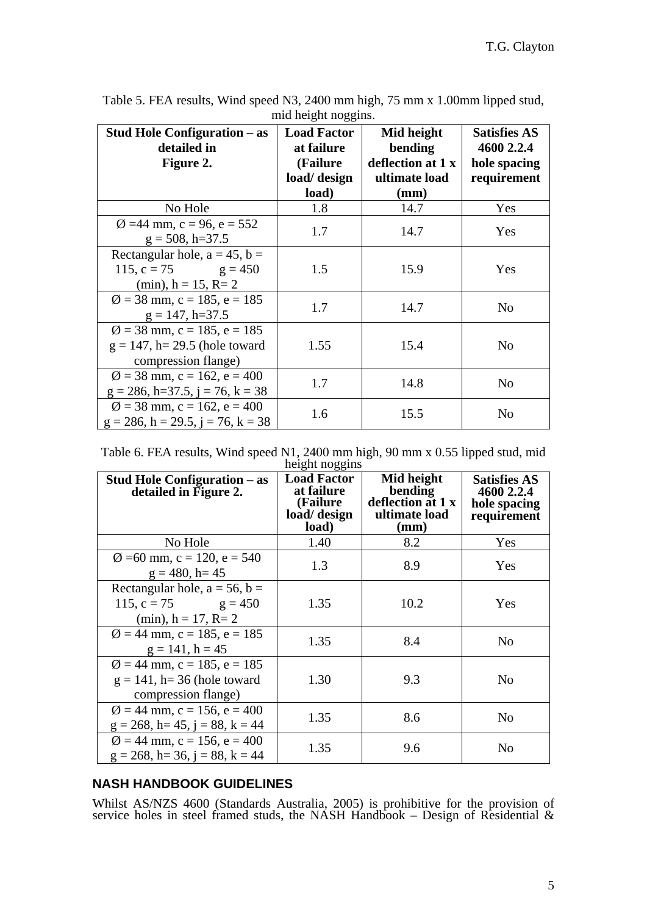Table 5. FEA results, Wind speed N3, 2400 mm high, 75 mm x 1.00mm lipped stud, mid height noggins.

| Stud Hole Configuration – as detailed in Figure 2. | Load Factor at failure (Failure load/ design load) | Mid height bending deflection at 1 x ultimate load (mm) | Satisfies AS 4600 2.2.4 hole spacing requirement |
|---|---|---|---|
| No Hole | 1.8 | 14.7 | Yes |
| Ø =44 mm, c = 96, e = 552 g = 508, h=37.5 | 1.7 | 14.7 | Yes |
| Rectangular hole, a = 45, b = 115, c = 75 g = 450 (min), h = 15, R= 2 | 1.5 | 15.9 | Yes |
| Ø = 38 mm, c = 185, e = 185 g = 147, h=37.5 | 1.7 | 14.7 | No |
| Ø = 38 mm, c = 185, e = 185 g = 147, h= 29.5 (hole toward compression flange) | 1.55 | 15.4 | No |
| Ø = 38 mm, c = 162, e = 400 g = 286, h=37.5, j = 76, k = 38 | 1.7 | 14.8 | No |
| Ø = 38 mm, c = 162, e = 400 g = 286, h = 29.5, j = 76, k = 38 | 1.6 | 15.5 | No |

Table 6. FEA results, Wind speed N1, 2400 mm high, 90 mm x 0.55 lipped stud, mid height noggins

| Stud Hole Configuration – as detailed in Figure 2. | Load Factor at failure (Failure load/ design load) | Mid height bending deflection at 1 x ultimate load (mm) | Satisfies AS 4600 2.2.4 hole spacing requirement |
|---|---|---|---|
| No Hole | 1.40 | 8.2 | Yes |
| Ø =60 mm, c = 120, e = 540 g = 480, h= 45 | 1.3 | 8.9 | Yes |
| Rectangular hole, a = 56, b = 115, c = 75 g = 450 (min), h = 17, R= 2 | 1.35 | 10.2 | Yes |
| Ø = 44 mm, c = 185, e = 185 g = 141, h = 45 | 1.35 | 8.4 | No |
| Ø = 44 mm, c = 185, e = 185 g = 141, h= 36 (hole toward compression flange) | 1.30 | 9.3 | No |
| Ø = 44 mm, c = 156, e = 400 g = 268, h= 45, j = 88, k = 44 | 1.35 | 8.6 | No |
| Ø = 44 mm, c = 156, e = 400 g = 268, h= 36, j = 88, k = 44 | 1.35 | 9.6 | No |

## NASH HANDBOOK GUIDELINES

Whilst AS/NZS 4600 (Standards Australia, 2005) is prohibitive for the provision of service holes in steel framed studs, the NASH Handbook – Design of Residential &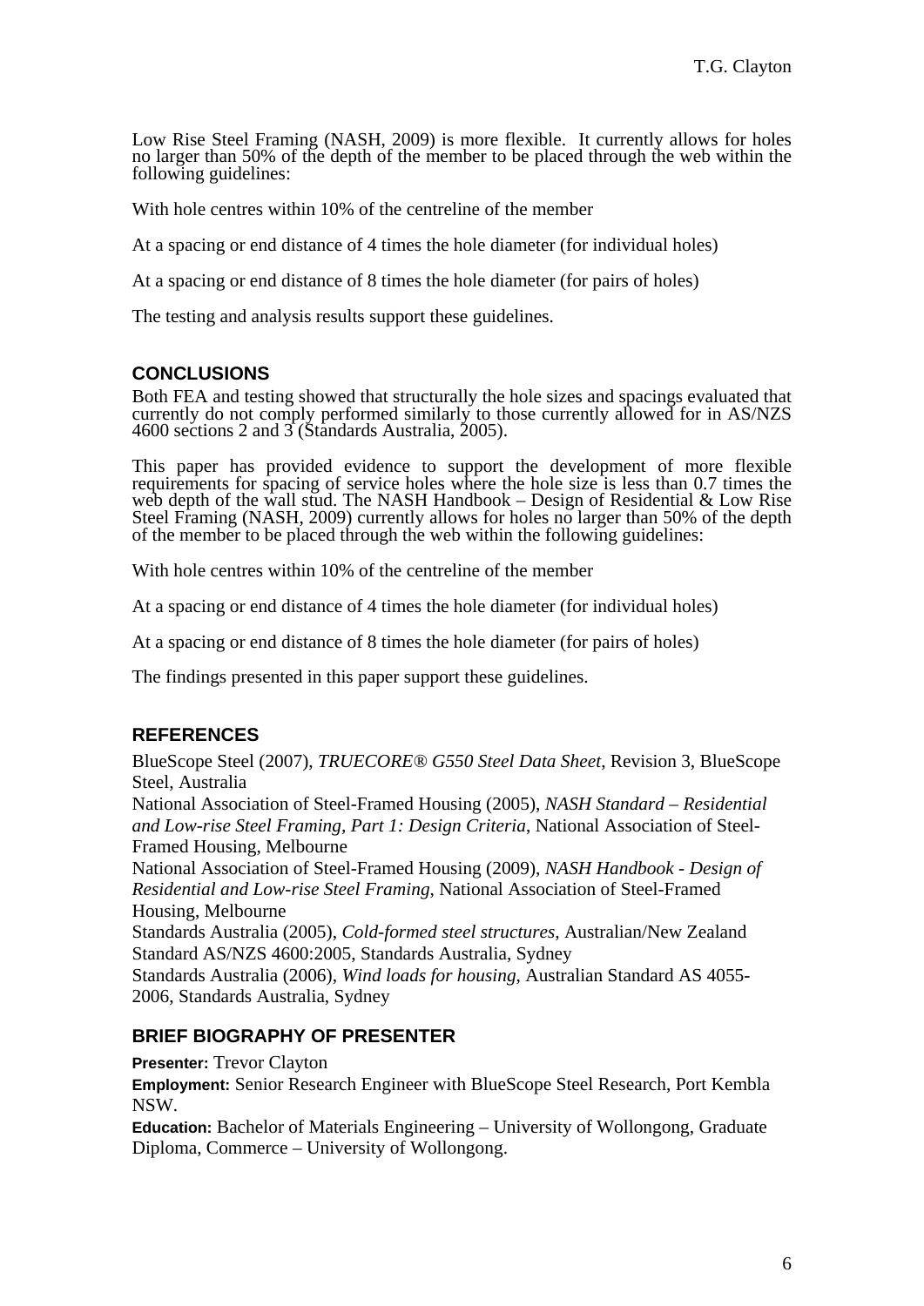Low Rise Steel Framing (NASH, 2009) is more flexible. It currently allows for holes no larger than 50% of the depth of the member to be placed through the web within the following guidelines:

With hole centres within 10% of the centreline of the member

At a spacing or end distance of 4 times the hole diameter (for individual holes)

At a spacing or end distance of 8 times the hole diameter (for pairs of holes)

The testing and analysis results support these guidelines.

## CONCLUSIONS

Both FEA and testing showed that structurally the hole sizes and spacings evaluated that currently do not comply performed similarly to those currently allowed for in AS/NZS 4600 sections 2 and 3 (Standards Australia, 2005).

This paper has provided evidence to support the development of more flexible requirements for spacing of service holes where the hole size is less than 0.7 times the web depth of the wall stud. The NASH Handbook – Design of Residential & Low Rise Steel Framing (NASH, 2009) currently allows for holes no larger than 50% of the depth of the member to be placed through the web within the following guidelines:

With hole centres within 10% of the centreline of the member

At a spacing or end distance of 4 times the hole diameter (for individual holes)

At a spacing or end distance of 8 times the hole diameter (for pairs of holes)

The findings presented in this paper support these guidelines.

## REFERENCES

BlueScope Steel (2007), *TRUECORE® G550 Steel Data Sheet*, Revision 3, BlueScope Steel, Australia

National Association of Steel-Framed Housing (2005), *NASH Standard – Residential and Low-rise Steel Framing, Part 1: Design Criteria*, National Association of Steel-Framed Housing, Melbourne

National Association of Steel-Framed Housing (2009), *NASH Handbook - Design of Residential and Low-rise Steel Framing*, National Association of Steel-Framed Housing, Melbourne

Standards Australia (2005), *Cold-formed steel structures*, Australian/New Zealand Standard AS/NZS 4600:2005, Standards Australia, Sydney

Standards Australia (2006), *Wind loads for housing*, Australian Standard AS 4055-2006, Standards Australia, Sydney

## BRIEF BIOGRAPHY OF PRESENTER

**Presenter:** Trevor Clayton

**Employment:** Senior Research Engineer with BlueScope Steel Research, Port Kembla NSW.

**Education:** Bachelor of Materials Engineering – University of Wollongong, Graduate Diploma, Commerce – University of Wollongong.